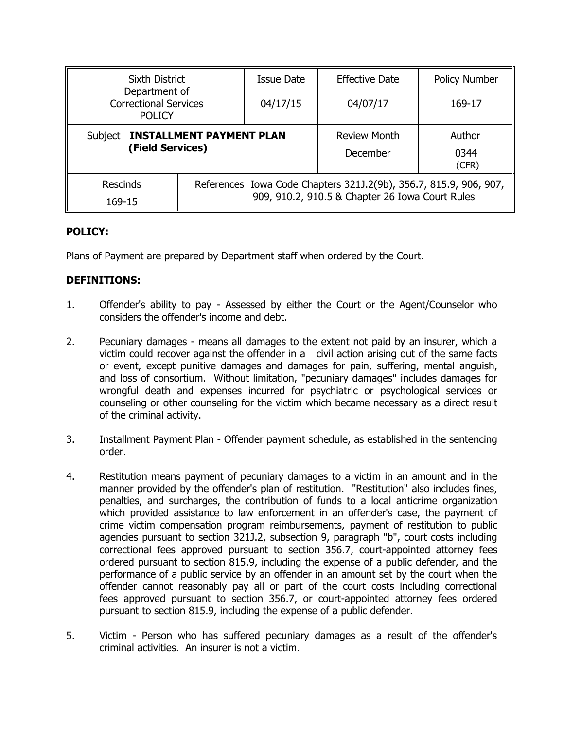| Sixth District Department of Correctional Services POLICY | | Issue Date 04/17/15 | Effective Date 04/07/17 | Policy Number 169-17 |
|---|---|---|---|---|
| Subject **INSTALLMENT PAYMENT PLAN (Field Services)** | | | Review Month December | Author 0344 (CFR) |
| Rescinds 169-15 | References Iowa Code Chapters 321J.2(9b), 356.7, 815.9, 906, 907, 909, 910.2, 910.5 & Chapter 26 Iowa Court Rules | | | |

**POLICY:**

Plans of Payment are prepared by Department staff when ordered by the Court.

**DEFINITIONS:**

1. Offender's ability to pay - Assessed by either the Court or the Agent/Counselor who considers the offender's income and debt.

2. Pecuniary damages - means all damages to the extent not paid by an insurer, which a victim could recover against the offender in a civil action arising out of the same facts or event, except punitive damages and damages for pain, suffering, mental anguish, and loss of consortium. Without limitation, "pecuniary damages" includes damages for wrongful death and expenses incurred for psychiatric or psychological services or counseling or other counseling for the victim which became necessary as a direct result of the criminal activity.

3. Installment Payment Plan - Offender payment schedule, as established in the sentencing order.

4. Restitution means payment of pecuniary damages to a victim in an amount and in the manner provided by the offender's plan of restitution. "Restitution" also includes fines, penalties, and surcharges, the contribution of funds to a local anticrime organization which provided assistance to law enforcement in an offender's case, the payment of crime victim compensation program reimbursements, payment of restitution to public agencies pursuant to section 321J.2, subsection 9, paragraph "b", court costs including correctional fees approved pursuant to section 356.7, court-appointed attorney fees ordered pursuant to section 815.9, including the expense of a public defender, and the performance of a public service by an offender in an amount set by the court when the offender cannot reasonably pay all or part of the court costs including correctional fees approved pursuant to section 356.7, or court-appointed attorney fees ordered pursuant to section 815.9, including the expense of a public defender.

5. Victim - Person who has suffered pecuniary damages as a result of the offender's criminal activities. An insurer is not a victim.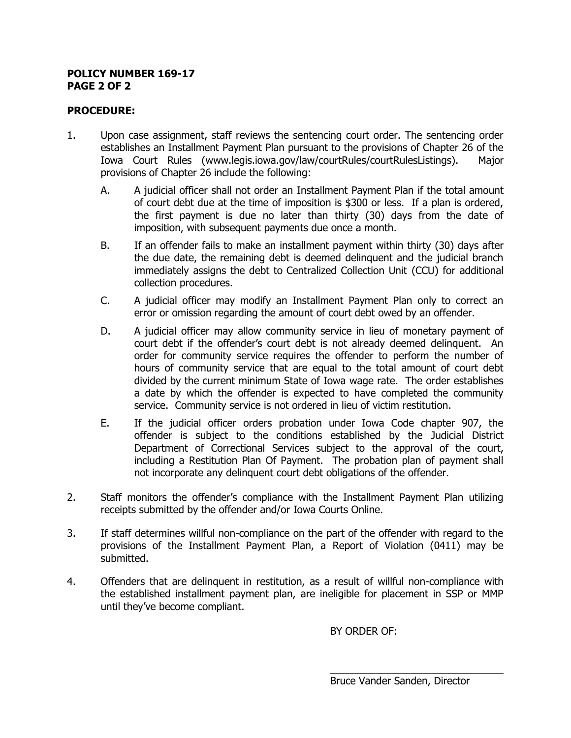**POLICY NUMBER 169-17**

## PROCEDURE:

1. Upon case assignment, staff reviews the sentencing court order. The sentencing order establishes an Installment Payment Plan pursuant to the provisions of Chapter 26 of the Iowa Court Rules (www.legis.iowa.gov/law/courtRules/courtRulesListings). Major provisions of Chapter 26 include the following:

   A. A judicial officer shall not order an Installment Payment Plan if the total amount of court debt due at the time of imposition is $300 or less. If a plan is ordered, the first payment is due no later than thirty (30) days from the date of imposition, with subsequent payments due once a month.

   B. If an offender fails to make an installment payment within thirty (30) days after the due date, the remaining debt is deemed delinquent and the judicial branch immediately assigns the debt to Centralized Collection Unit (CCU) for additional collection procedures.

   C. A judicial officer may modify an Installment Payment Plan only to correct an error or omission regarding the amount of court debt owed by an offender.

   D. A judicial officer may allow community service in lieu of monetary payment of court debt if the offender's court debt is not already deemed delinquent. An order for community service requires the offender to perform the number of hours of community service that are equal to the total amount of court debt divided by the current minimum State of Iowa wage rate. The order establishes a date by which the offender is expected to have completed the community service. Community service is not ordered in lieu of victim restitution.

   E. If the judicial officer orders probation under Iowa Code chapter 907, the offender is subject to the conditions established by the Judicial District Department of Correctional Services subject to the approval of the court, including a Restitution Plan Of Payment. The probation plan of payment shall not incorporate any delinquent court debt obligations of the offender.

2. Staff monitors the offender's compliance with the Installment Payment Plan utilizing receipts submitted by the offender and/or Iowa Courts Online.

3. If staff determines willful non-compliance on the part of the offender with regard to the provisions of the Installment Payment Plan, a Report of Violation (0411) may be submitted.

4. Offenders that are delinquent in restitution, as a result of willful non-compliance with the established installment payment plan, are ineligible for placement in SSP or MMP until they've become compliant.

BY ORDER OF:

Bruce Vander Sanden, Director